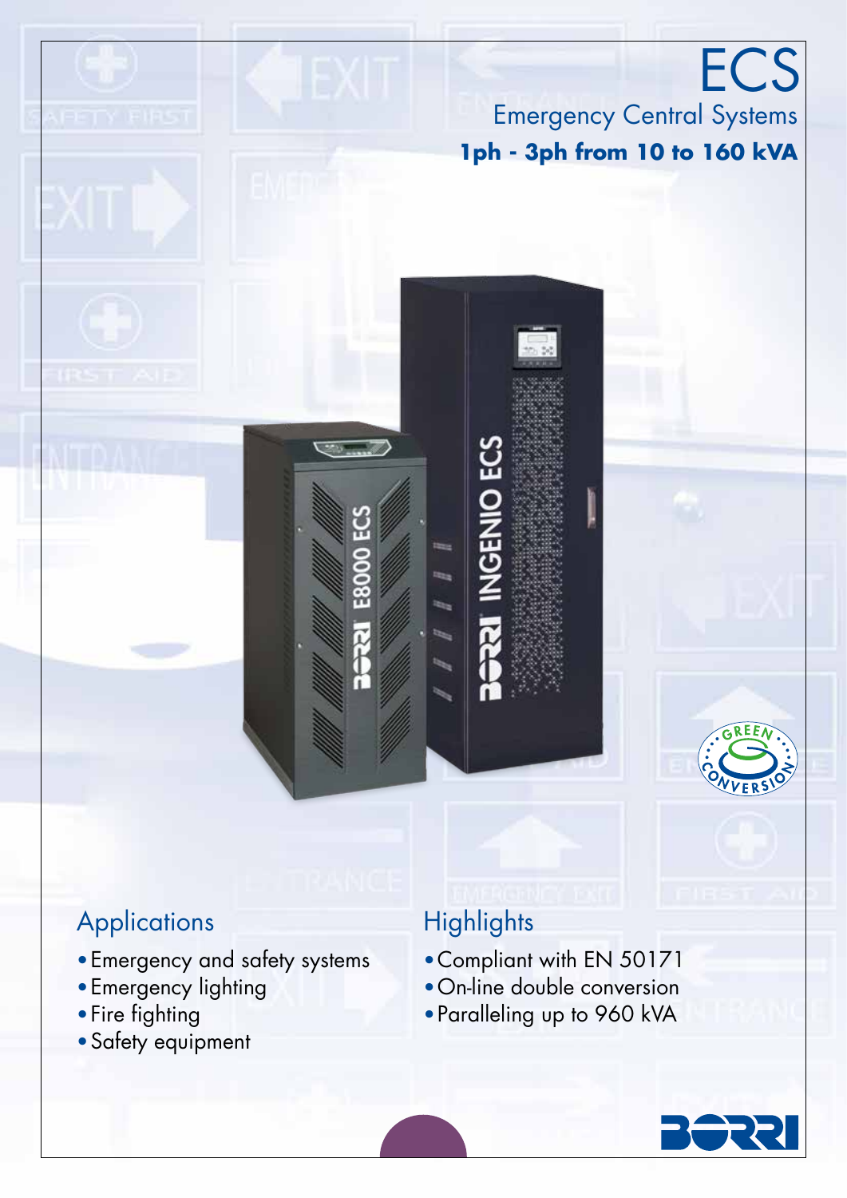# ECS

## Emergency Central Systems

**1ph - 3ph from 10 to 160 kVA**

## Applications

- Emergency and safety systems
- Emergency lighting
- Fire fighting
- Safety equipment

## Highlights

- Compliant with EN 50171
- On-line double conversion
- Paralleling up to 960 kVA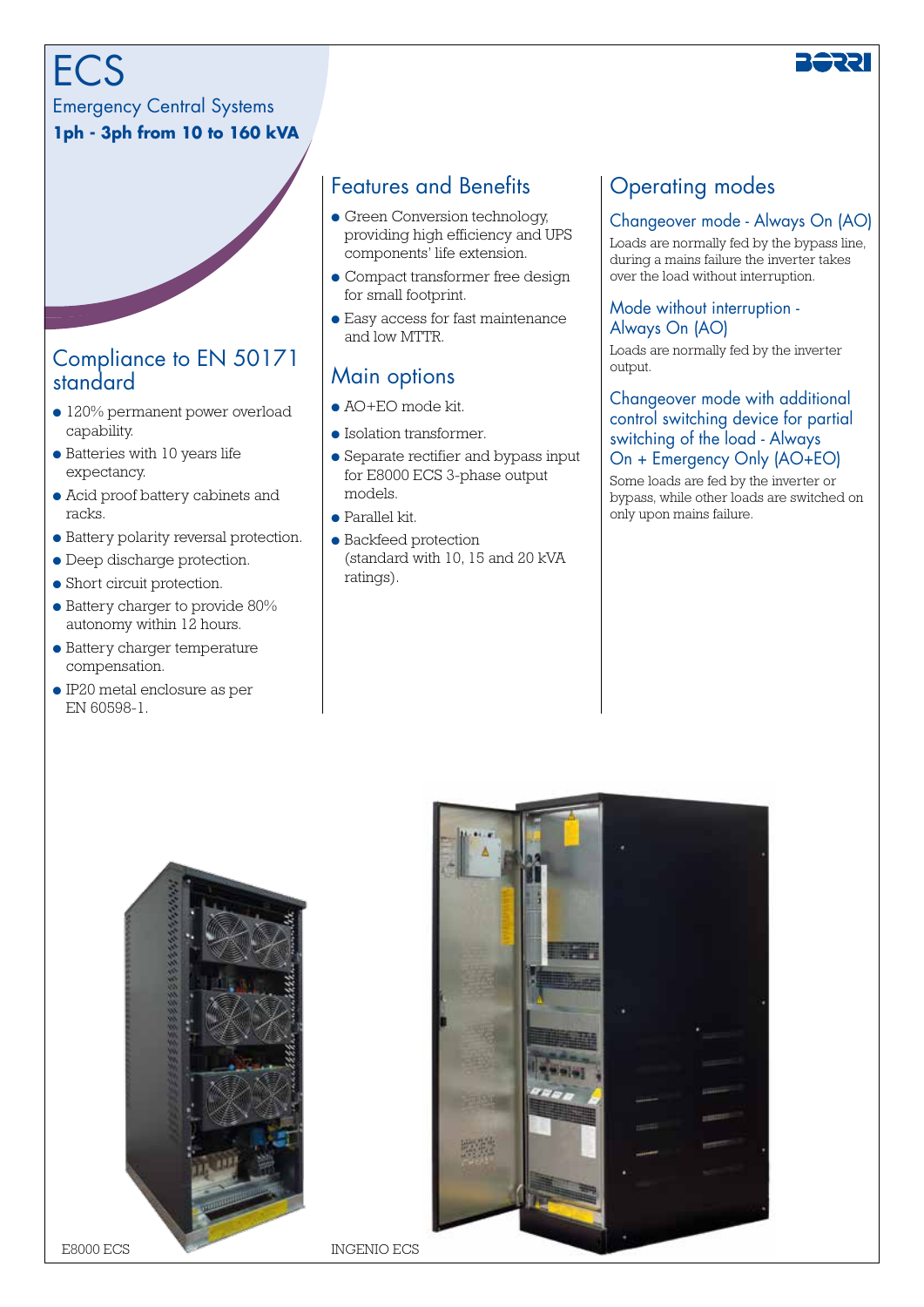# ECS

Emergency Central Systems

**1ph - 3ph from 10 to 160 kVA**

## Compliance to EN 50171 standard

- 120% permanent power overload capability.
- Batteries with 10 years life expectancy.
- Acid proof battery cabinets and racks.
- Battery polarity reversal protection.
- Deep discharge protection.
- Short circuit protection.
- Battery charger to provide 80% autonomy within 12 hours.
- Battery charger temperature compensation.
- IP20 metal enclosure as per EN 60598-1.

## Features and Benefits

- Green Conversion technology, providing high efficiency and UPS components' life extension.
- Compact transformer free design for small footprint.
- Easy access for fast maintenance and low MTTR.

## Main options

- AO+EO mode kit.
- Isolation transformer.
- Separate rectifier and bypass input for E8000 ECS 3-phase output models.
- Parallel kit.
- Backfeed protection (standard with 10, 15 and 20 kVA ratings).

## Operating modes

### Changeover mode - Always On (AO)

Loads are normally fed by the bypass line, during a mains failure the inverter takes over the load without interruption.

### Mode without interruption - Always On (AO)

Loads are normally fed by the inverter output.

### Changeover mode with additional control switching device for partial switching of the load - Always On + Emergency Only (AO+EO)

Some loads are fed by the inverter or bypass, while other loads are switched on only upon mains failure.

E8000 ECS

INGENIO ECS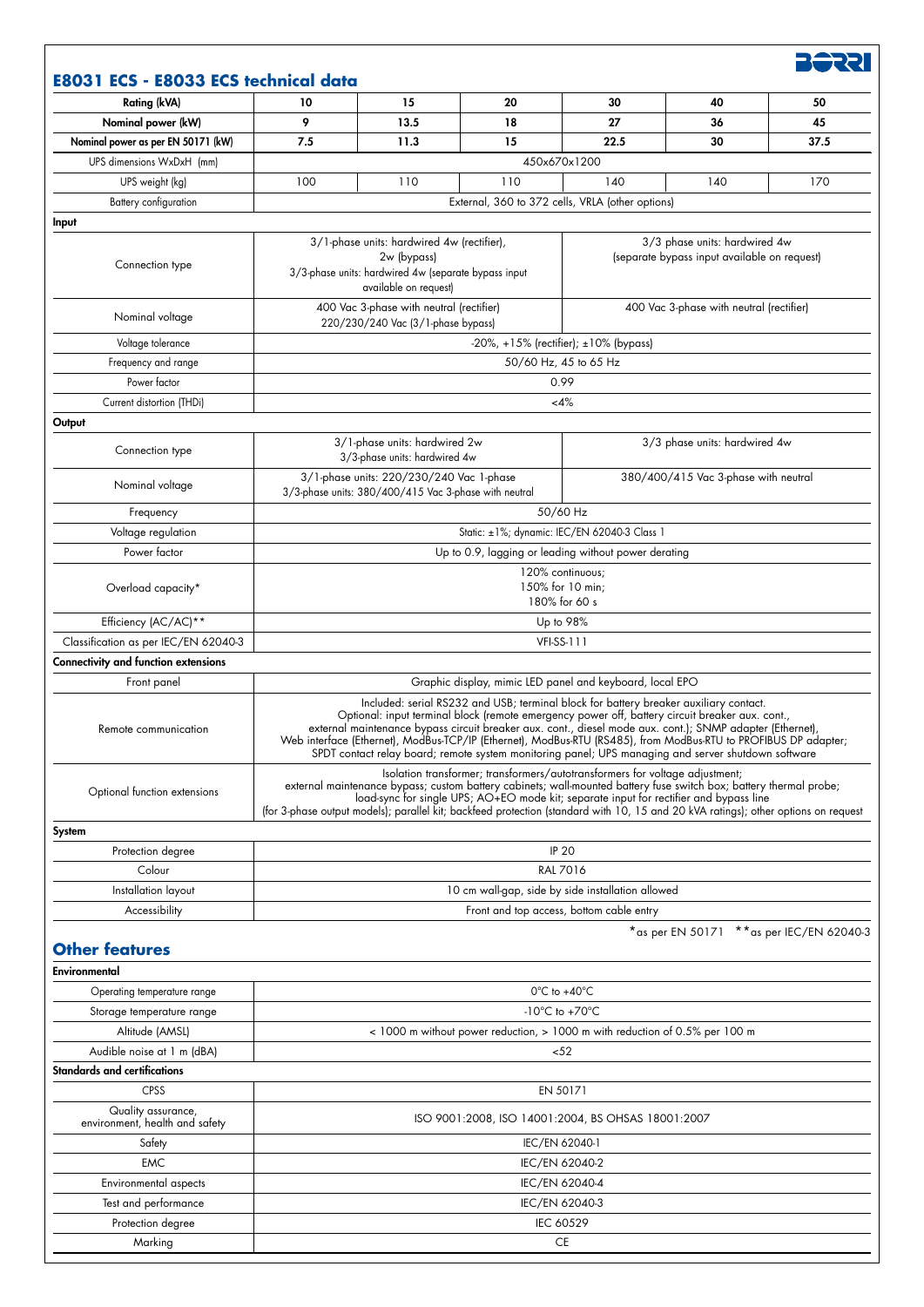## E8031 ECS - E8033 ECS technical data

| Rating (kVA) | 10 | 15 | 20 | 30 | 40 | 50 |
|---|---|---|---|---|---|---|
| Nominal power (kW) | 9 | 13.5 | 18 | 27 | 36 | 45 |
| Nominal power as per EN 50171 (kW) | 7.5 | 11.3 | 15 | 22.5 | 30 | 37.5 |
| UPS dimensions WxDxH (mm) | 450x670x1200 | | | | | |
| UPS weight (kg) | 100 | 110 | 110 | 140 | 140 | 170 |
| Battery configuration | External, 360 to 372 cells, VRLA (other options) | | | | | |
| **Input** | | | | | | |
| Connection type | 3/1-phase units: hardwired 4w (rectifier), 2w (bypass) 3/3-phase units: hardwired 4w (separate bypass input available on request) | | | 3/3 phase units: hardwired 4w (separate bypass input available on request) | | |
| Nominal voltage | 400 Vac 3-phase with neutral (rectifier) 220/230/240 Vac (3/1-phase bypass) | | | 400 Vac 3-phase with neutral (rectifier) | | |
| Voltage tolerance | -20%, +15% (rectifier); ±10% (bypass) | | | | | |
| Frequency and range | 50/60 Hz, 45 to 65 Hz | | | | | |
| Power factor | 0.99 | | | | | |
| Current distortion (THDi) | <4% | | | | | |
| **Output** | | | | | | |
| Connection type | 3/1-phase units: hardwired 2w 3/3-phase units: hardwired 4w | | | 3/3 phase units: hardwired 4w | | |
| Nominal voltage | 3/1-phase units: 220/230/240 Vac 1-phase 3/3-phase units: 380/400/415 Vac 3-phase with neutral | | | 380/400/415 Vac 3-phase with neutral | | |
| Frequency | 50/60 Hz | | | | | |
| Voltage regulation | Static: ±1%; dynamic: IEC/EN 62040-3 Class 1 | | | | | |
| Power factor | Up to 0.9, lagging or leading without power derating | | | | | |
| Overload capacity* | 120% continuous; 150% for 10 min; 180% for 60 s | | | | | |
| Efficiency (AC/AC)** | Up to 98% | | | | | |
| Classification as per IEC/EN 62040-3 | VFI-SS-111 | | | | | |
| **Connectivity and function extensions** | | | | | | |
| Front panel | Graphic display, mimic LED panel and keyboard, local EPO | | | | | |
| Remote communication | Included: serial RS232 and USB; terminal block for battery breaker auxiliary contact. Optional: input terminal block (remote emergency power off, battery circuit breaker aux. cont., external maintenance bypass circuit breaker aux. cont., diesel mode aux. cont.); SNMP adapter (Ethernet), Web interface (Ethernet), ModBus-TCP/IP (Ethernet), ModBus-RTU (RS485), from ModBus-RTU to PROFIBUS DP adapter; SPDT contact relay board; remote system monitoring panel; UPS managing and server shutdown software | | | | | |
| Optional function extensions | Isolation transformer; transformers/autotransformers for voltage adjustment; external maintenance bypass; custom battery cabinets; wall-mounted battery fuse switch box; battery thermal probe; load-sync for single UPS; AO+EO mode kit; separate input for rectifier and bypass line (for 3-phase output models); parallel kit; backfeed protection (standard with 10, 15 and 20 kVA ratings); other options on request | | | | | |
| **System** | | | | | | |
| Protection degree | IP 20 | | | | | |
| Colour | RAL 7016 | | | | | |
| Installation layout | 10 cm wall-gap, side by side installation allowed | | | | | |
| Accessibility | Front and top access, bottom cable entry | | | | | |

*as per EN 50171 **as per IEC/EN 62040-3

## Other features

| **Environmental** | |
|---|---|
| Operating temperature range | 0°C to +40°C |
| Storage temperature range | -10°C to +70°C |
| Altitude (AMSL) | < 1000 m without power reduction, > 1000 m with reduction of 0.5% per 100 m |
| Audible noise at 1 m (dBA) | <52 |
| **Standards and certifications** | |
| CPSS | EN 50171 |
| Quality assurance, environment, health and safety | ISO 9001:2008, ISO 14001:2004, BS OHSAS 18001:2007 |
| Safety | IEC/EN 62040-1 |
| EMC | IEC/EN 62040-2 |
| Environmental aspects | IEC/EN 62040-4 |
| Test and performance | IEC/EN 62040-3 |
| Protection degree | IEC 60529 |
| Marking | CE |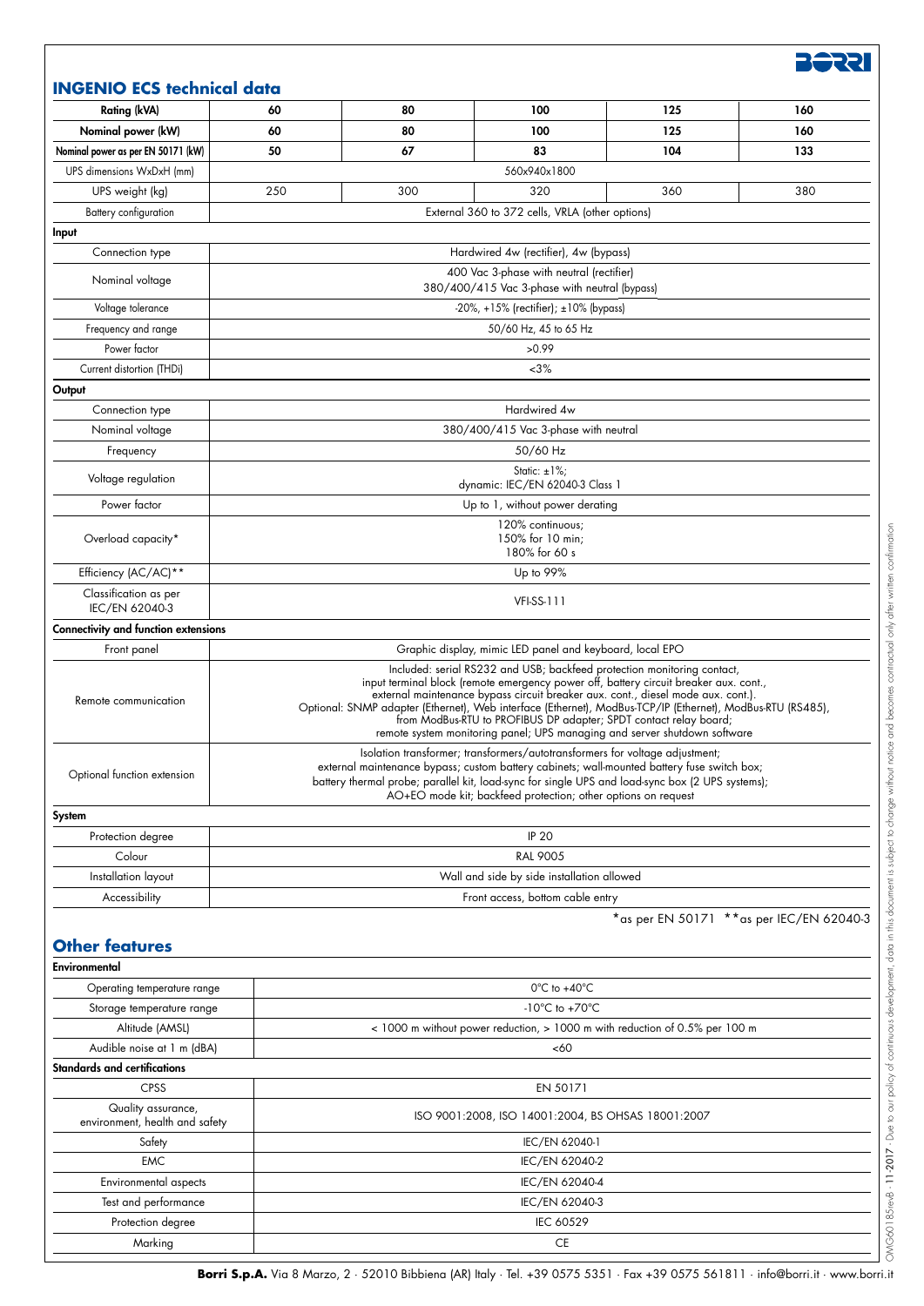## INGENIO ECS technical data

| Rating (kVA) | 60 | 80 | 100 | 125 | 160 |
|---|---|---|---|---|---|
| Nominal power (kW) | 60 | 80 | 100 | 125 | 160 |
| Nominal power as per EN 50171 (kW) | 50 | 67 | 83 | 104 | 133 |
| UPS dimensions WxDxH (mm) | 560x940x1800 | | | | |
| UPS weight (kg) | 250 | 300 | 320 | 360 | 380 |
| Battery configuration | External 360 to 372 cells, VRLA (other options) | | | | |
| **Input** | | | | | |
| Connection type | Hardwired 4w (rectifier), 4w (bypass) | | | | |
| Nominal voltage | 400 Vac 3-phase with neutral (rectifier) 380/400/415 Vac 3-phase with neutral (bypass) | | | | |
| Voltage tolerance | -20%, +15% (rectifier); ±10% (bypass) | | | | |
| Frequency and range | 50/60 Hz, 45 to 65 Hz | | | | |
| Power factor | >0.99 | | | | |
| Current distortion (THDi) | <3% | | | | |
| **Output** | | | | | |
| Connection type | Hardwired 4w | | | | |
| Nominal voltage | 380/400/415 Vac 3-phase with neutral | | | | |
| Frequency | 50/60 Hz | | | | |
| Voltage regulation | Static: ±1%; dynamic: IEC/EN 62040-3 Class 1 | | | | |
| Power factor | Up to 1, without power derating | | | | |
| Overload capacity* | 120% continuous; 150% for 10 min; 180% for 60 s | | | | |
| Efficiency (AC/AC)** | Up to 99% | | | | |
| Classification as per IEC/EN 62040-3 | VFI-SS-111 | | | | |
| **Connectivity and function extensions** | | | | | |
| Front panel | Graphic display, mimic LED panel and keyboard, local EPO | | | | |
| Remote communication | Included: serial RS232 and USB; backfeed protection monitoring contact, input terminal block (remote emergency power off, battery circuit breaker aux. cont., external maintenance bypass circuit breaker aux. cont., diesel mode aux. cont.). Optional: SNMP adapter (Ethernet), Web interface (Ethernet), ModBus-TCP/IP (Ethernet), ModBus-RTU (RS485), from ModBus-RTU to PROFIBUS DP adapter; SPDT contact relay board; remote system monitoring panel; UPS managing and server shutdown software | | | | |
| Optional function extension | Isolation transformer; transformers/autotransformers for voltage adjustment; external maintenance bypass; custom battery cabinets; wall-mounted battery fuse switch box; battery thermal probe; parallel kit, load-sync for single UPS and load-sync box (2 UPS systems); AO+EO mode kit; backfeed protection; other options on request | | | | |
| **System** | | | | | |
| Protection degree | IP 20 | | | | |
| Colour | RAL 9005 | | | | |
| Installation layout | Wall and side by side installation allowed | | | | |
| Accessibility | Front access, bottom cable entry | | | | |

*as per EN 50171 **as per IEC/EN 62040-3

## Other features

| **Environmental** | |
|---|---|
| Operating temperature range | 0°C to +40°C |
| Storage temperature range | -10°C to +70°C |
| Altitude (AMSL) | < 1000 m without power reduction, > 1000 m with reduction of 0.5% per 100 m |
| Audible noise at 1 m (dBA) | <60 |
| **Standards and certifications** | |
| CPSS | EN 50171 |
| Quality assurance, environment, health and safety | ISO 9001:2008, ISO 14001:2004, BS OHSAS 18001:2007 |
| Safety | IEC/EN 62040-1 |
| EMC | IEC/EN 62040-2 |
| Environmental aspects | IEC/EN 62040-4 |
| Test and performance | IEC/EN 62040-3 |
| Protection degree | IEC 60529 |
| Marking | CE |

OMG60185revB - 11-2017 - Due to our policy of continuous development, data in this document is subject to change without notice and becomes contractual only after written confirmation

**Borri S.p.A.** Via 8 Marzo, 2 · 52010 Bibbiena (AR) Italy · Tel. +39 0575 5351 · Fax +39 0575 561811 · info@borri.it · www.borri.it